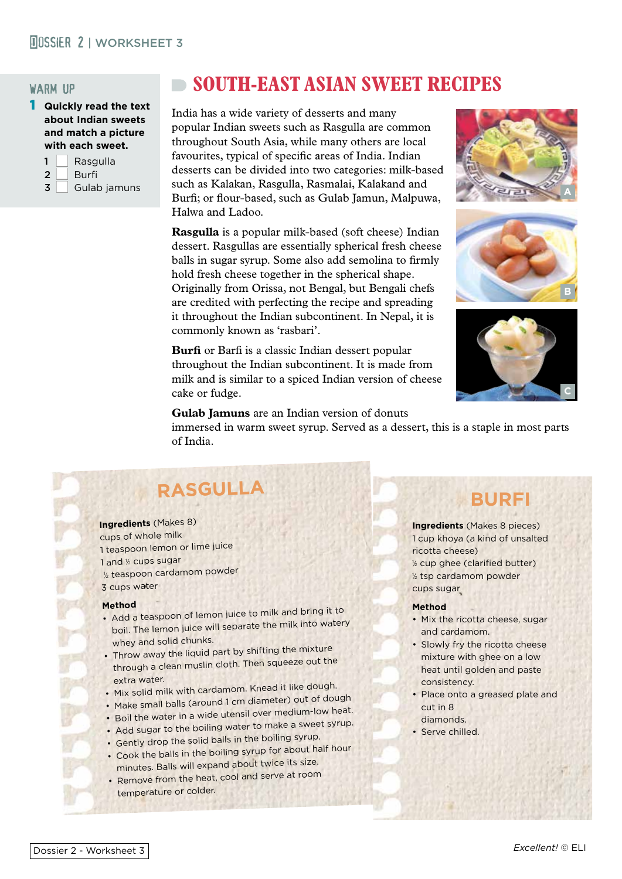## WARM UP

**1 Quickly read the text about Indian sweets and match a picture with each sweet.**

1 ☐ Rasgulla
2 ☐ Burfi
3 ☐ Gulab jamuns

# SOUTH-EAST ASIAN SWEET RECIPES

India has a wide variety of desserts and many popular Indian sweets such as Rasgulla are common throughout South Asia, while many others are local favourites, typical of specific areas of India. Indian desserts can be divided into two categories: milk-based such as Kalakan, Rasgulla, Rasmalai, Kalakand and Burfi; or flour-based, such as Gulab Jamun, Malpuwa, Halwa and Ladoo.

**Rasgulla** is a popular milk-based (soft cheese) Indian dessert. Rasgullas are essentially spherical fresh cheese balls in sugar syrup. Some also add semolina to firmly hold fresh cheese together in the spherical shape. Originally from Orissa, not Bengal, but Bengali chefs are credited with perfecting the recipe and spreading it throughout the Indian subcontinent. In Nepal, it is commonly known as 'rasbari'.

**Burfi** or Barfi is a classic Indian dessert popular throughout the Indian subcontinent. It is made from milk and is similar to a spiced Indian version of cheese cake or fudge.

**Gulab Jamuns** are an Indian version of donuts immersed in warm sweet syrup. Served as a dessert, this is a staple in most parts of India.

A

B

C

## RASGULLA

**Ingredients** (Makes 8)
cups of whole milk
1 teaspoon lemon or lime juice
1 and ½ cups sugar
½ teaspoon cardamom powder
3 cups water

**Method**

- Add a teaspoon of lemon juice to milk and bring it to boil. The lemon juice will separate the milk into watery whey and solid chunks.
- Throw away the liquid part by shifting the mixture through a clean muslin cloth. Then squeeze out the extra water.
- Mix solid milk with cardamom. Knead it like dough.
- Make small balls (around 1 cm diameter) out of dough
- Boil the water in a wide utensil over medium-low heat.
- Add sugar to the boiling water to make a sweet syrup.
- Gently drop the solid balls in the boiling syrup.
- Cook the balls in the boiling syrup for about half hour minutes. Balls will expand about twice its size.
- Remove from the heat, cool and serve at room temperature or colder.

## BURFI

**Ingredients** (Makes 8 pieces)
1 cup khoya (a kind of unsalted ricotta cheese)
½ cup ghee (clarified butter)
½ tsp cardamom powder
cups sugar

**Method**

- Mix the ricotta cheese, sugar and cardamom.
- Slowly fry the ricotta cheese mixture with ghee on a low heat until golden and paste consistency.
- Place onto a greased plate and cut in 8 diamonds.
- Serve chilled.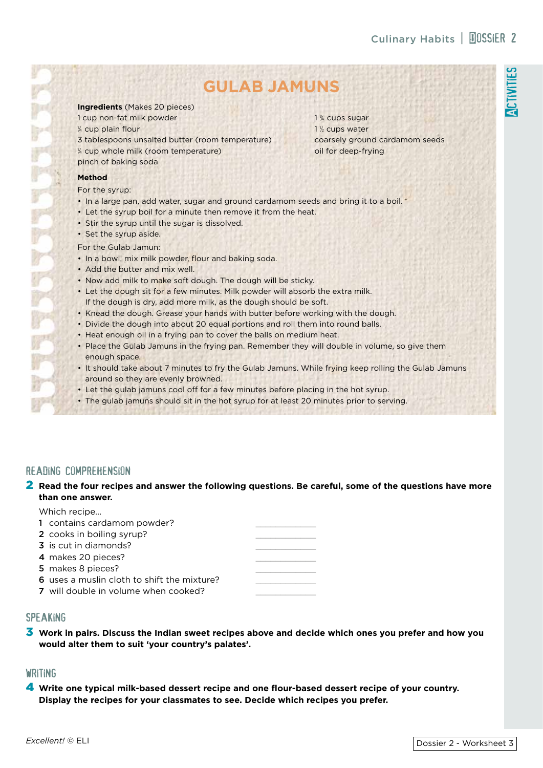# GULAB JAMUNS

**Ingredients** (Makes 20 pieces)

1 cup non-fat milk powder
¼ cup plain flour
3 tablespoons unsalted butter (room temperature)
¼ cup whole milk (room temperature)
pinch of baking soda
1 ¾ cups sugar
1 ½ cups water
coarsely ground cardamom seeds
oil for deep-frying

**Method**

For the syrup:

- In a large pan, add water, sugar and ground cardamom seeds and bring it to a boil.
- Let the syrup boil for a minute then remove it from the heat.
- Stir the syrup until the sugar is dissolved.
- Set the syrup aside.

For the Gulab Jamun:

- In a bowl, mix milk powder, flour and baking soda.
- Add the butter and mix well.
- Now add milk to make soft dough. The dough will be sticky.
- Let the dough sit for a few minutes. Milk powder will absorb the extra milk. If the dough is dry, add more milk, as the dough should be soft.
- Knead the dough. Grease your hands with butter before working with the dough.
- Divide the dough into about 20 equal portions and roll them into round balls.
- Heat enough oil in a frying pan to cover the balls on medium heat.
- Place the Gulab Jamuns in the frying pan. Remember they will double in volume, so give them enough space.
- It should take about 7 minutes to fry the Gulab Jamuns. While frying keep rolling the Gulab Jamuns around so they are evenly browned.
- Let the gulab jamuns cool off for a few minutes before placing in the hot syrup.
- The gulab jamuns should sit in the hot syrup for at least 20 minutes prior to serving.

## READING COMPREHENSION

**2 Read the four recipes and answer the following questions. Be careful, some of the questions have more than one answer.**

Which recipe...

1 contains cardamom powder? ____________
2 cooks in boiling syrup? ____________
3 is cut in diamonds? ____________
4 makes 20 pieces? ____________
5 makes 8 pieces? ____________
6 uses a muslin cloth to shift the mixture? ____________
7 will double in volume when cooked? ____________

## SPEAKING

**3 Work in pairs. Discuss the Indian sweet recipes above and decide which ones you prefer and how you would alter them to suit 'your country's palates'.**

## WRITING

**4 Write one typical milk-based dessert recipe and one flour-based dessert recipe of your country. Display the recipes for your classmates to see. Decide which recipes you prefer.**